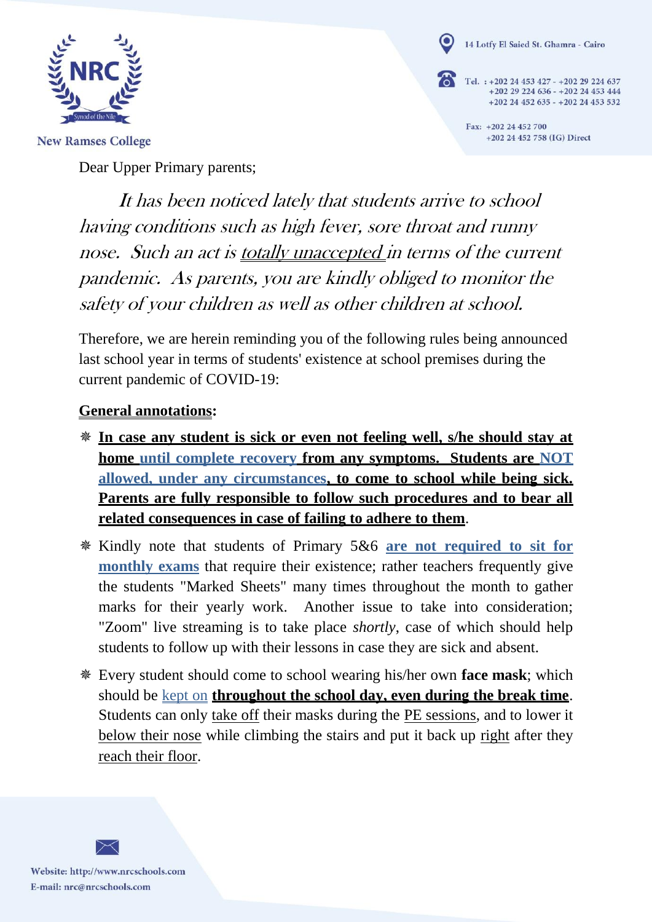New Ramses College

14 Lotfy El Saied St. Ghamra - Cairo

Tel. : +202 24 453 427 - +202 29 224 637
+202 29 224 636 - +202 24 453 444
+202 24 452 635 - +202 24 453 532

Fax: +202 24 452 700
+202 24 452 758 (IG) Direct

Dear Upper Primary parents;

*It has been noticed lately that students arrive to school having conditions such as high fever, sore throat and runny nose. Such an act is totally unaccepted in terms of the current pandemic. As parents, you are kindly obliged to monitor the safety of your children as well as other children at school.*

Therefore, we are herein reminding you of the following rules being announced last school year in terms of students' existence at school premises during the current pandemic of COVID-19:

**General annotations:**

- **In case any student is sick or even not feeling well, s/he should stay at home until complete recovery from any symptoms. Students are NOT allowed, under any circumstances, to come to school while being sick. Parents are fully responsible to follow such procedures and to bear all related consequences in case of failing to adhere to them.**
- Kindly note that students of Primary 5&6 **are not required to sit for monthly exams** that require their existence; rather teachers frequently give the students "Marked Sheets" many times throughout the month to gather marks for their yearly work. Another issue to take into consideration; "Zoom" live streaming is to take place *shortly*, case of which should help students to follow up with their lessons in case they are sick and absent.
- Every student should come to school wearing his/her own **face mask**; which should be kept on **throughout the school day, even during the break time**. Students can only take off their masks during the PE sessions, and to lower it below their nose while climbing the stairs and put it back up right after they reach their floor.

Website: http://www.nrcschools.com
E-mail: nrc@nrcschools.com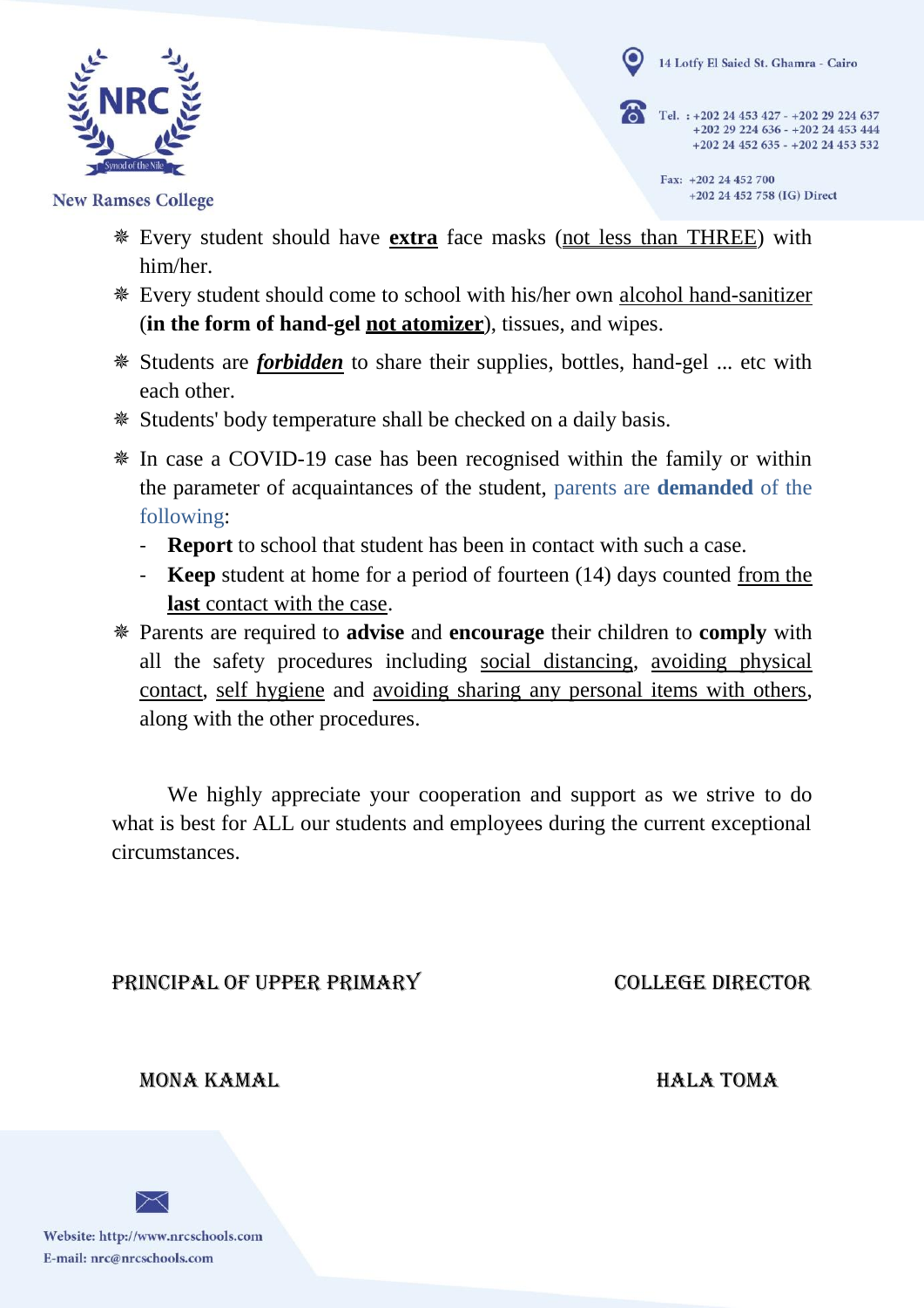- Every student should have **extra** face masks (not less than THREE) with him/her.
- Every student should come to school with his/her own alcohol hand-sanitizer (**in the form of hand-gel not atomizer**), tissues, and wipes.
- Students are ***forbidden*** to share their supplies, bottles, hand-gel ... etc with each other.
- Students' body temperature shall be checked on a daily basis.
- In case a COVID-19 case has been recognised within the family or within the parameter of acquaintances of the student, parents are **demanded** of the following:
  - **Report** to school that student has been in contact with such a case.
  - **Keep** student at home for a period of fourteen (14) days counted from the **last** contact with the case.
- Parents are required to **advise** and **encourage** their children to **comply** with all the safety procedures including social distancing, avoiding physical contact, self hygiene and avoiding sharing any personal items with others, along with the other procedures.

We highly appreciate your cooperation and support as we strive to do what is best for ALL our students and employees during the current exceptional circumstances.

| | |
|---|---|
| PRINCIPAL OF UPPER PRIMARY | COLLEGE DIRECTOR |
| MONA KAMAL | HALA TOMA |